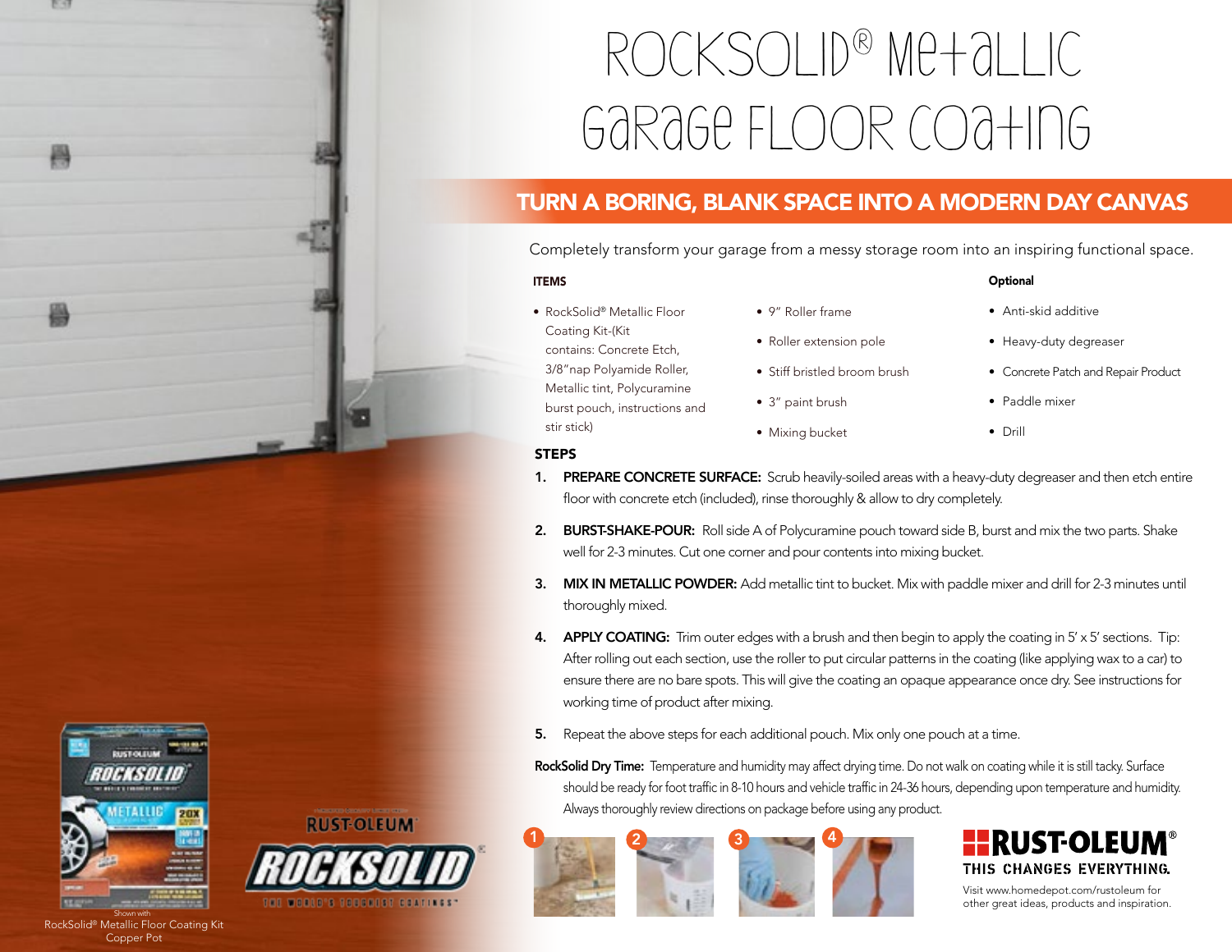# RockSolid® Metallic Garage Floor Coating

## TURN A BORING, BLANK SPACE INTO A MODERN DAY CANVAS

Completely transform your garage from a messy storage room into an inspiring functional space.

### ITEMS

- RockSolid® Metallic Floor Coating Kit-(Kit contains: Concrete Etch, 3/8"nap Polyamide Roller, Metallic tint, Polycuramine burst pouch, instructions and stir stick)
- 9" Roller frame
- Roller extension pole
- Stiff bristled broom brush
- 3" paint brush
- Mixing bucket

### Optional

- Anti-skid additive
- Heavy-duty degreaser
- Concrete Patch and Repair Product
- Paddle mixer
- Drill

### STEPS

1. **PREPARE CONCRETE SURFACE:** Scrub heavily-soiled areas with a heavy-duty degreaser and then etch entire floor with concrete etch (included), rinse thoroughly & allow to dry completely.
2. **BURST-SHAKE-POUR:** Roll side A of Polycuramine pouch toward side B, burst and mix the two parts. Shake well for 2-3 minutes. Cut one corner and pour contents into mixing bucket.
3. **MIX IN METALLIC POWDER:** Add metallic tint to bucket. Mix with paddle mixer and drill for 2-3 minutes until thoroughly mixed.
4. **APPLY COATING:** Trim outer edges with a brush and then begin to apply the coating in 5' x 5' sections. Tip: After rolling out each section, use the roller to put circular patterns in the coating (like applying wax to a car) to ensure there are no bare spots. This will give the coating an opaque appearance once dry. See instructions for working time of product after mixing.
5. Repeat the above steps for each additional pouch. Mix only one pouch at a time.

**RockSolid Dry Time:** Temperature and humidity may affect drying time. Do not walk on coating while it is still tacky. Surface should be ready for foot traffic in 8-10 hours and vehicle traffic in 24-36 hours, depending upon temperature and humidity. Always thoroughly review directions on package before using any product.

Shown with RockSolid® Metallic Floor Coating Kit Copper Pot

RUST-OLEUM ROCKSOLID THE WORLD'S TOUGHEST COATINGS

RUST-OLEUM® THIS CHANGES EVERYTHING.

Visit www.homedepot.com/rustoleum for other great ideas, products and inspiration.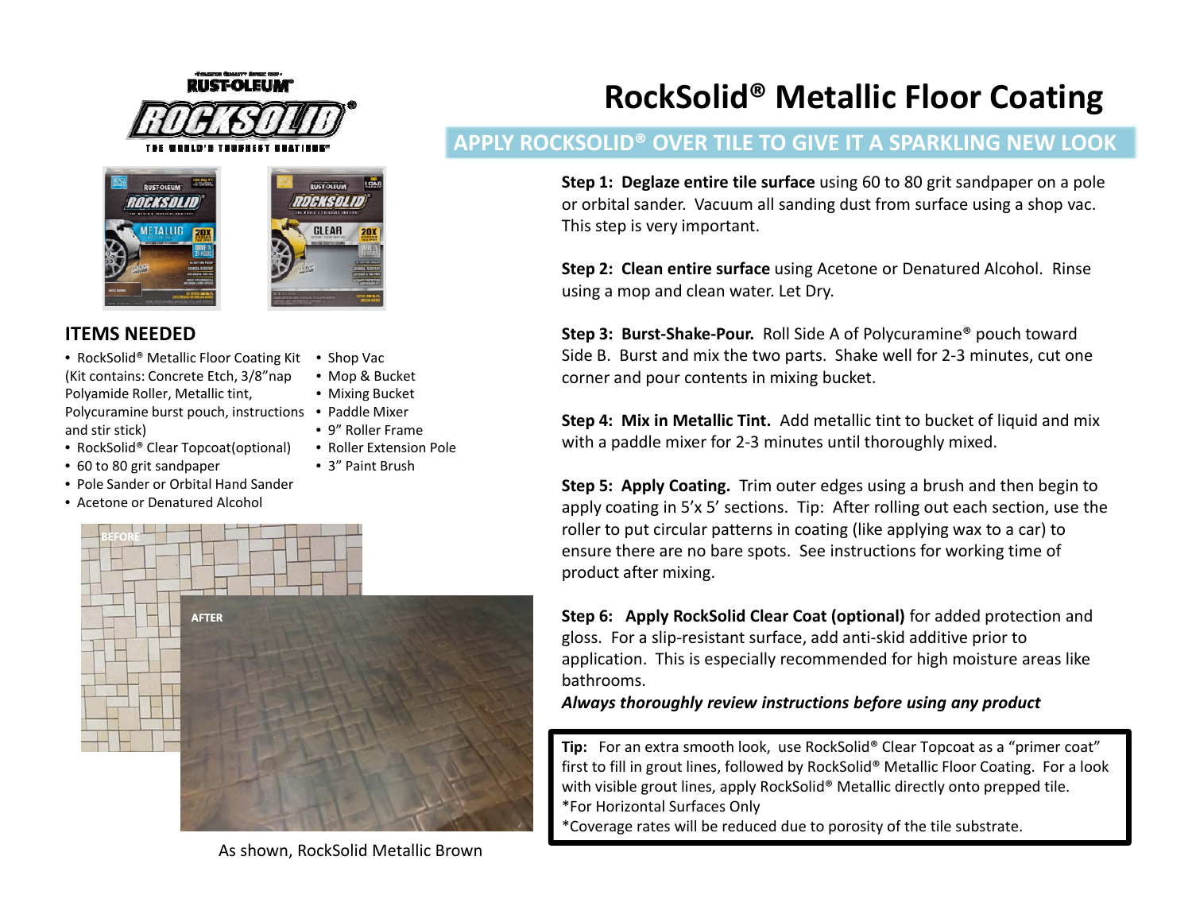# RockSolid® Metallic Floor Coating

## APPLY ROCKSOLID® OVER TILE TO GIVE IT A SPARKLING NEW LOOK

## ITEMS NEEDED

- RockSolid® Metallic Floor Coating Kit (Kit contains: Concrete Etch, 3/8"nap Polyamide Roller, Metallic tint, Polycuramine burst pouch, instructions and stir stick)
- RockSolid® Clear Topcoat(optional)
- 60 to 80 grit sandpaper
- Pole Sander or Orbital Hand Sander
- Acetone or Denatured Alcohol
- Shop Vac
- Mop & Bucket
- Mixing Bucket
- Paddle Mixer
- 9" Roller Frame
- Roller Extension Pole
- 3" Paint Brush

BEFORE

AFTER

As shown, RockSolid Metallic Brown

**Step 1: Deglaze entire tile surface** using 60 to 80 grit sandpaper on a pole or orbital sander. Vacuum all sanding dust from surface using a shop vac. This step is very important.

**Step 2: Clean entire surface** using Acetone or Denatured Alcohol. Rinse using a mop and clean water. Let Dry.

**Step 3: Burst-Shake-Pour.** Roll Side A of Polycuramine® pouch toward Side B. Burst and mix the two parts. Shake well for 2-3 minutes, cut one corner and pour contents in mixing bucket.

**Step 4: Mix in Metallic Tint.** Add metallic tint to bucket of liquid and mix with a paddle mixer for 2-3 minutes until thoroughly mixed.

**Step 5: Apply Coating.** Trim outer edges using a brush and then begin to apply coating in 5'x 5' sections. Tip: After rolling out each section, use the roller to put circular patterns in coating (like applying wax to a car) to ensure there are no bare spots. See instructions for working time of product after mixing.

**Step 6: Apply RockSolid Clear Coat (optional)** for added protection and gloss. For a slip-resistant surface, add anti-skid additive prior to application. This is especially recommended for high moisture areas like bathrooms.

***Always thoroughly review instructions before using any product***

**Tip:** For an extra smooth look, use RockSolid® Clear Topcoat as a "primer coat" first to fill in grout lines, followed by RockSolid® Metallic Floor Coating. For a look with visible grout lines, apply RockSolid® Metallic directly onto prepped tile.
*For Horizontal Surfaces Only
*Coverage rates will be reduced due to porosity of the tile substrate.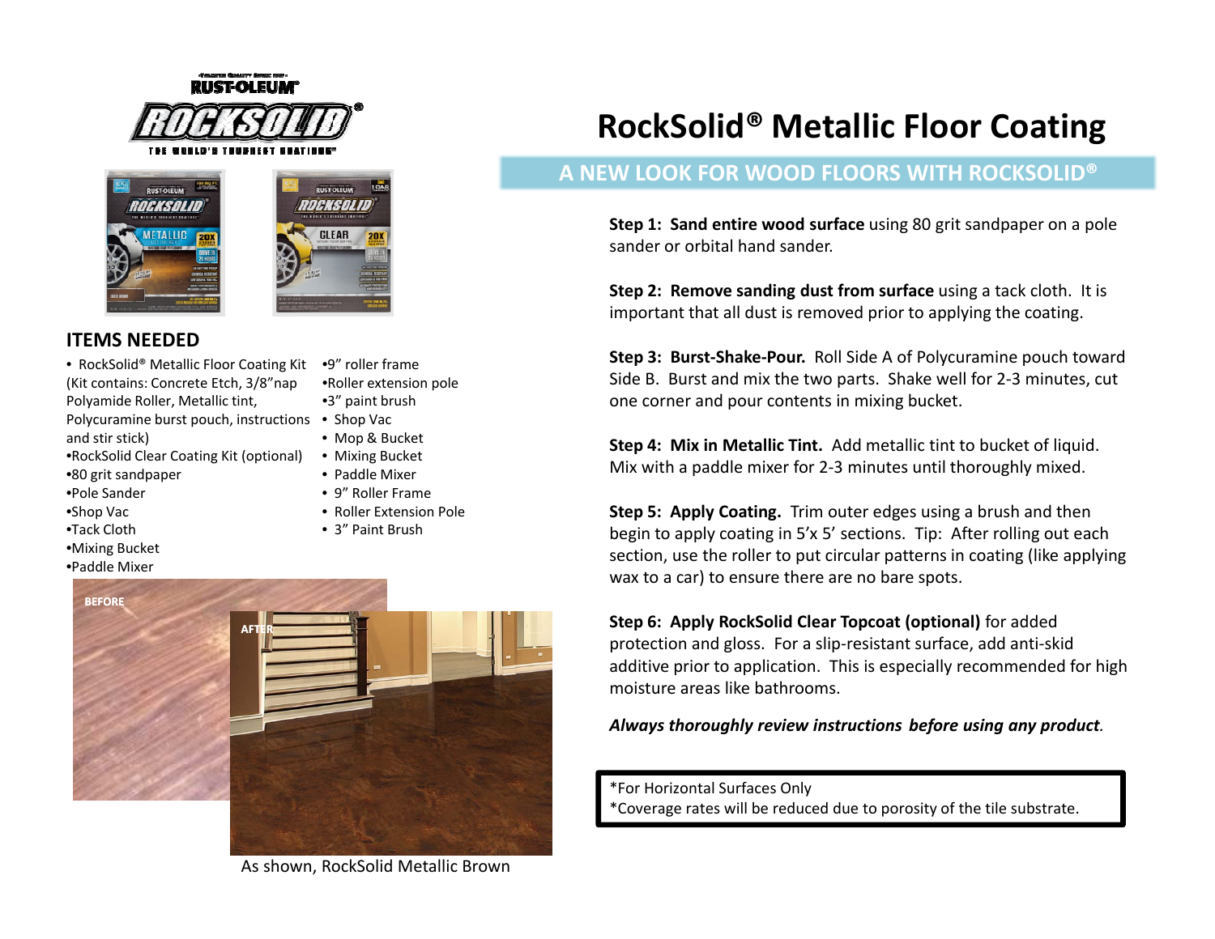# RockSolid® Metallic Floor Coating

## A NEW LOOK FOR WOOD FLOORS WITH ROCKSOLID®

## ITEMS NEEDED

- RockSolid® Metallic Floor Coating Kit (Kit contains: Concrete Etch, 3/8"nap Polyamide Roller, Metallic tint, Polycuramine burst pouch, instructions and stir stick)
- RockSolid Clear Coating Kit (optional)
- 80 grit sandpaper
- Pole Sander
- Shop Vac
- Tack Cloth
- Mixing Bucket
- Paddle Mixer
- 9" roller frame
- Roller extension pole
- 3" paint brush
- Shop Vac
- Mop & Bucket
- Mixing Bucket
- Paddle Mixer
- 9" Roller Frame
- Roller Extension Pole
- 3" Paint Brush

BEFORE

AFTER

As shown, RockSolid Metallic Brown

**Step 1: Sand entire wood surface** using 80 grit sandpaper on a pole sander or orbital hand sander.

**Step 2: Remove sanding dust from surface** using a tack cloth. It is important that all dust is removed prior to applying the coating.

**Step 3: Burst-Shake-Pour.** Roll Side A of Polycuramine pouch toward Side B. Burst and mix the two parts. Shake well for 2-3 minutes, cut one corner and pour contents in mixing bucket.

**Step 4: Mix in Metallic Tint.** Add metallic tint to bucket of liquid. Mix with a paddle mixer for 2-3 minutes until thoroughly mixed.

**Step 5: Apply Coating.** Trim outer edges using a brush and then begin to apply coating in 5'x 5' sections. Tip: After rolling out each section, use the roller to put circular patterns in coating (like applying wax to a car) to ensure there are no bare spots.

**Step 6: Apply RockSolid Clear Topcoat (optional)** for added protection and gloss. For a slip-resistant surface, add anti-skid additive prior to application. This is especially recommended for high moisture areas like bathrooms.

***Always thoroughly review instructions before using any product.***

*For Horizontal Surfaces Only
*Coverage rates will be reduced due to porosity of the tile substrate.